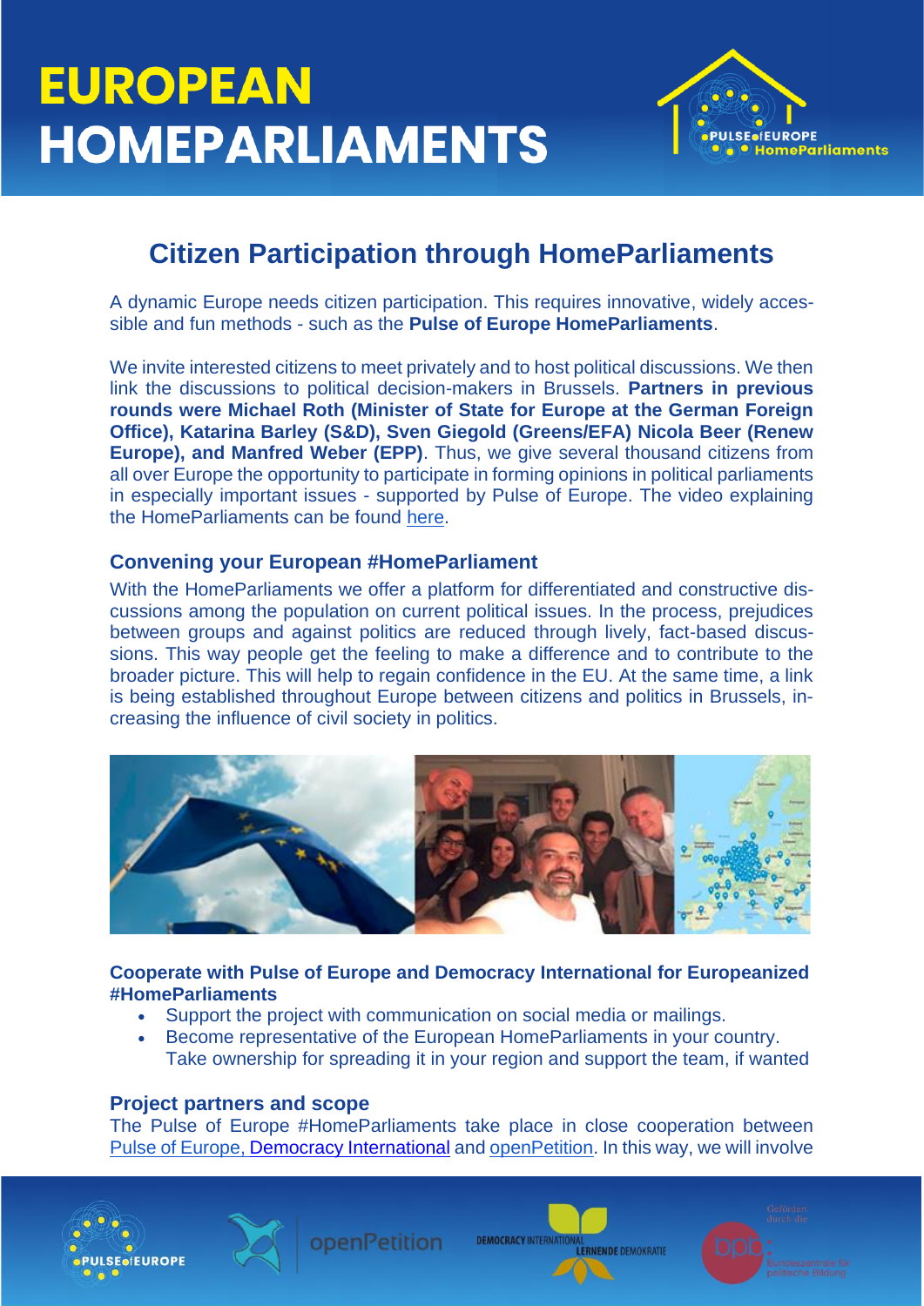# EUROPEAN HOMEPARLIAMENTS

## Citizen Participation through HomeParliaments

A dynamic Europe needs citizen participation. This requires innovative, widely accessible and fun methods - such as the **Pulse of Europe HomeParliaments**.

We invite interested citizens to meet privately and to host political discussions. We then link the discussions to political decision-makers in Brussels. **Partners in previous rounds were Michael Roth (Minister of State for Europe at the German Foreign Office), Katarina Barley (S&D), Sven Giegold (Greens/EFA) Nicola Beer (Renew Europe), and Manfred Weber (EPP)**. Thus, we give several thousand citizens from all over Europe the opportunity to participate in forming opinions in political parliaments in especially important issues - supported by Pulse of Europe. The video explaining the HomeParliaments can be found here.

### Convening your European #HomeParliament

With the HomeParliaments we offer a platform for differentiated and constructive discussions among the population on current political issues. In the process, prejudices between groups and against politics are reduced through lively, fact-based discussions. This way people get the feeling to make a difference and to contribute to the broader picture. This will help to regain confidence in the EU. At the same time, a link is being established throughout Europe between citizens and politics in Brussels, increasing the influence of civil society in politics.

### Cooperate with Pulse of Europe and Democracy International for Europeanized #HomeParliaments

- Support the project with communication on social media or mailings.
- Become representative of the European HomeParliaments in your country. Take ownership for spreading it in your region and support the team, if wanted

### Project partners and scope

The Pulse of Europe #HomeParliaments take place in close cooperation between Pulse of Europe, Democracy International and openPetition. In this way, we will involve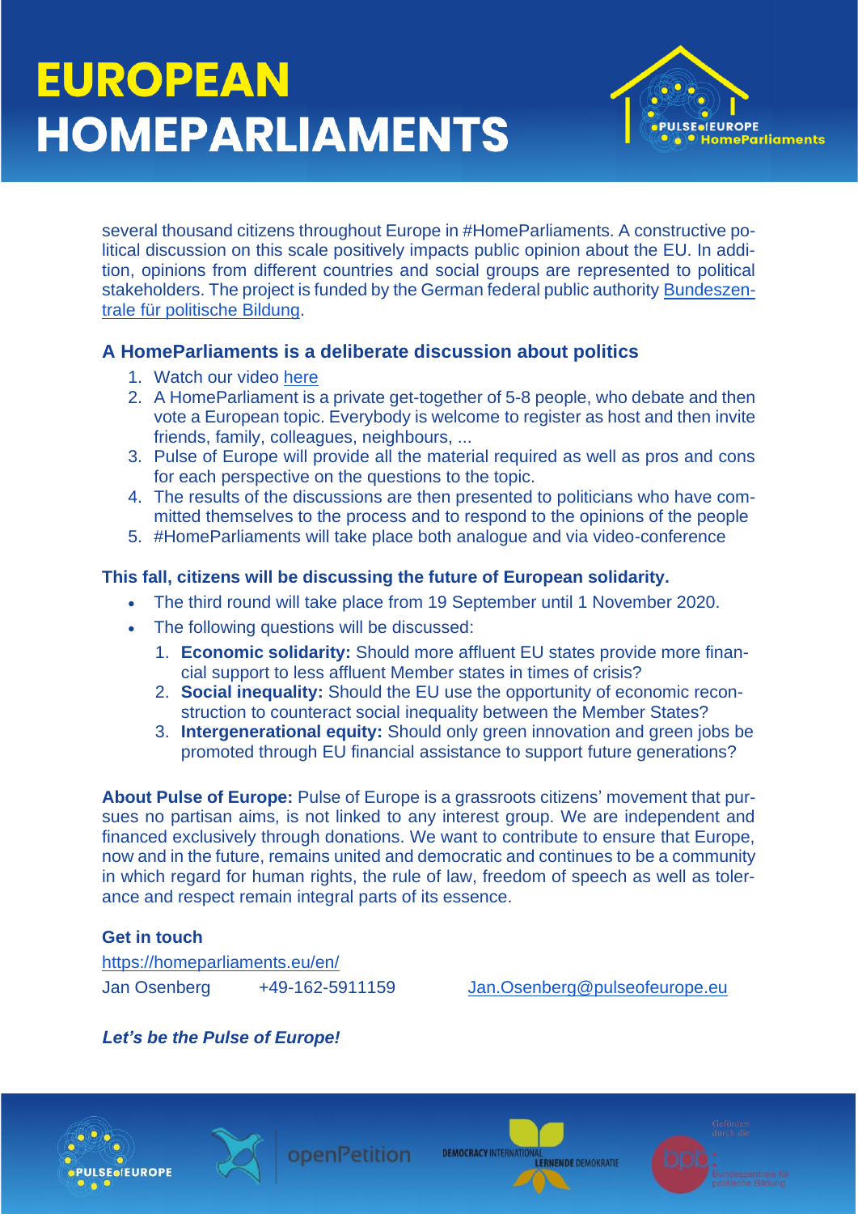several thousand citizens throughout Europe in #HomeParliaments. A constructive political discussion on this scale positively impacts public opinion about the EU. In addition, opinions from different countries and social groups are represented to political stakeholders. The project is funded by the German federal public authority [Bundeszentrale für politische Bildung](). 

### A HomeParliaments is a deliberate discussion about politics

1. Watch our video [here]()
2. A HomeParliament is a private get-together of 5-8 people, who debate and then vote a European topic. Everybody is welcome to register as host and then invite friends, family, colleagues, neighbours, ...
3. Pulse of Europe will provide all the material required as well as pros and cons for each perspective on the questions to the topic.
4. The results of the discussions are then presented to politicians who have committed themselves to the process and to respond to the opinions of the people
5. #HomeParliaments will take place both analogue and via video-conference

### This fall, citizens will be discussing the future of European solidarity.

- The third round will take place from 19 September until 1 November 2020.
- The following questions will be discussed:
    1. **Economic solidarity:** Should more affluent EU states provide more financial support to less affluent Member states in times of crisis?
    2. **Social inequality:** Should the EU use the opportunity of economic reconstruction to counteract social inequality between the Member States?
    3. **Intergenerational equity:** Should only green innovation and green jobs be promoted through EU financial assistance to support future generations?

**About Pulse of Europe:** Pulse of Europe is a grassroots citizens' movement that pursues no partisan aims, is not linked to any interest group. We are independent and financed exclusively through donations. We want to contribute to ensure that Europe, now and in the future, remains united and democratic and continues to be a community in which regard for human rights, the rule of law, freedom of speech as well as tolerance and respect remain integral parts of its essence.

### Get in touch

https://homeparliaments.eu/en/

Jan Osenberg +49-162-5911159 Jan.Osenberg@pulseofeurope.eu

***Let's be the Pulse of Europe!***